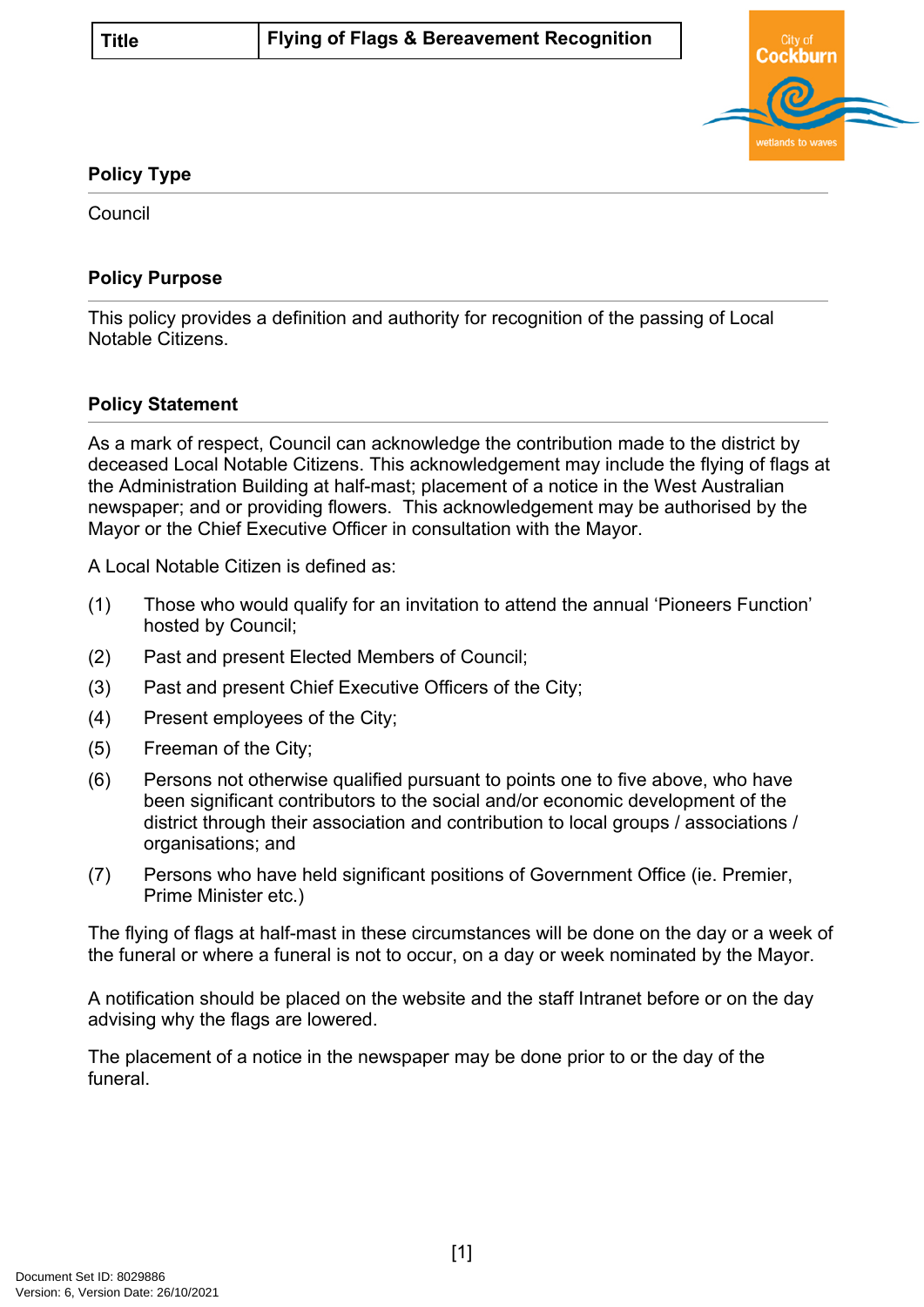| Title | Flying of Flags & Bereavement Recognition |
| --- | --- |

## Policy Type

Council

## Policy Purpose

This policy provides a definition and authority for recognition of the passing of Local Notable Citizens.

## Policy Statement

As a mark of respect, Council can acknowledge the contribution made to the district by deceased Local Notable Citizens. This acknowledgement may include the flying of flags at the Administration Building at half-mast; placement of a notice in the West Australian newspaper; and or providing flowers. This acknowledgement may be authorised by the Mayor or the Chief Executive Officer in consultation with the Mayor.

A Local Notable Citizen is defined as:

(1) Those who would qualify for an invitation to attend the annual 'Pioneers Function' hosted by Council;

(2) Past and present Elected Members of Council;

(3) Past and present Chief Executive Officers of the City;

(4) Present employees of the City;

(5) Freeman of the City;

(6) Persons not otherwise qualified pursuant to points one to five above, who have been significant contributors to the social and/or economic development of the district through their association and contribution to local groups / associations / organisations; and

(7) Persons who have held significant positions of Government Office (ie. Premier, Prime Minister etc.)

The flying of flags at half-mast in these circumstances will be done on the day or a week of the funeral or where a funeral is not to occur, on a day or week nominated by the Mayor.

A notification should be placed on the website and the staff Intranet before or on the day advising why the flags are lowered.

The placement of a notice in the newspaper may be done prior to or the day of the funeral.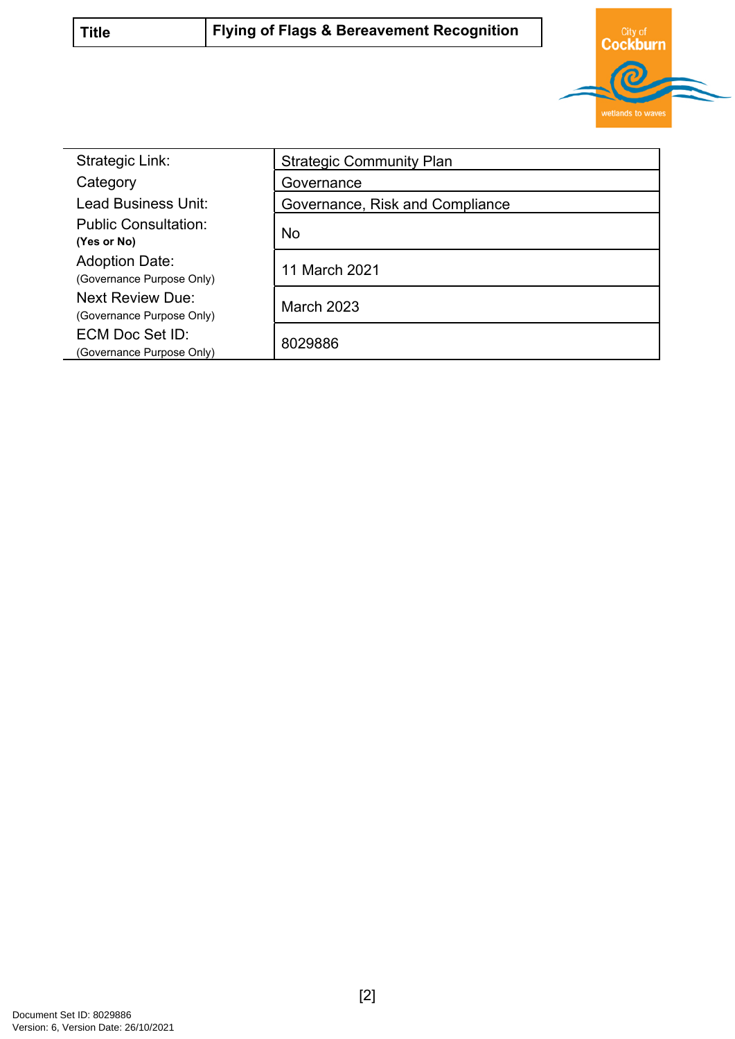| Title | Flying of Flags & Bereavement Recognition |
|---|---|

| | |
|---|---|
| Strategic Link: | Strategic Community Plan |
| Category | Governance |
| Lead Business Unit: | Governance, Risk and Compliance |
| Public Consultation: **(Yes or No)** | No |
| Adoption Date: (Governance Purpose Only) | 11 March 2021 |
| Next Review Due: (Governance Purpose Only) | March 2023 |
| ECM Doc Set ID: (Governance Purpose Only) | 8029886 |